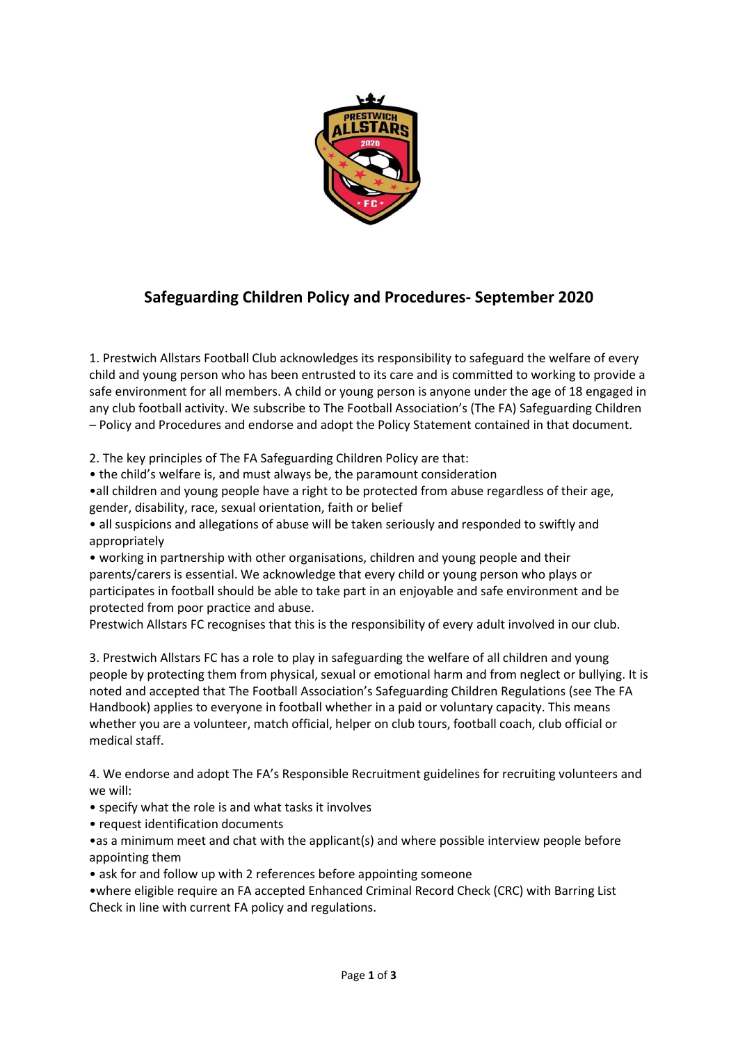## Safeguarding Children Policy and Procedures- September 2020

1. Prestwich Allstars Football Club acknowledges its responsibility to safeguard the welfare of every child and young person who has been entrusted to its care and is committed to working to provide a safe environment for all members. A child or young person is anyone under the age of 18 engaged in any club football activity. We subscribe to The Football Association's (The FA) Safeguarding Children – Policy and Procedures and endorse and adopt the Policy Statement contained in that document.

2. The key principles of The FA Safeguarding Children Policy are that:

- the child's welfare is, and must always be, the paramount consideration
- all children and young people have a right to be protected from abuse regardless of their age, gender, disability, race, sexual orientation, faith or belief
- all suspicions and allegations of abuse will be taken seriously and responded to swiftly and appropriately
- working in partnership with other organisations, children and young people and their parents/carers is essential. We acknowledge that every child or young person who plays or participates in football should be able to take part in an enjoyable and safe environment and be protected from poor practice and abuse.

Prestwich Allstars FC recognises that this is the responsibility of every adult involved in our club.

3. Prestwich Allstars FC has a role to play in safeguarding the welfare of all children and young people by protecting them from physical, sexual or emotional harm and from neglect or bullying. It is noted and accepted that The Football Association's Safeguarding Children Regulations (see The FA Handbook) applies to everyone in football whether in a paid or voluntary capacity. This means whether you are a volunteer, match official, helper on club tours, football coach, club official or medical staff.

4. We endorse and adopt The FA's Responsible Recruitment guidelines for recruiting volunteers and we will:

- specify what the role is and what tasks it involves
- request identification documents
- as a minimum meet and chat with the applicant(s) and where possible interview people before appointing them
- ask for and follow up with 2 references before appointing someone
- where eligible require an FA accepted Enhanced Criminal Record Check (CRC) with Barring List Check in line with current FA policy and regulations.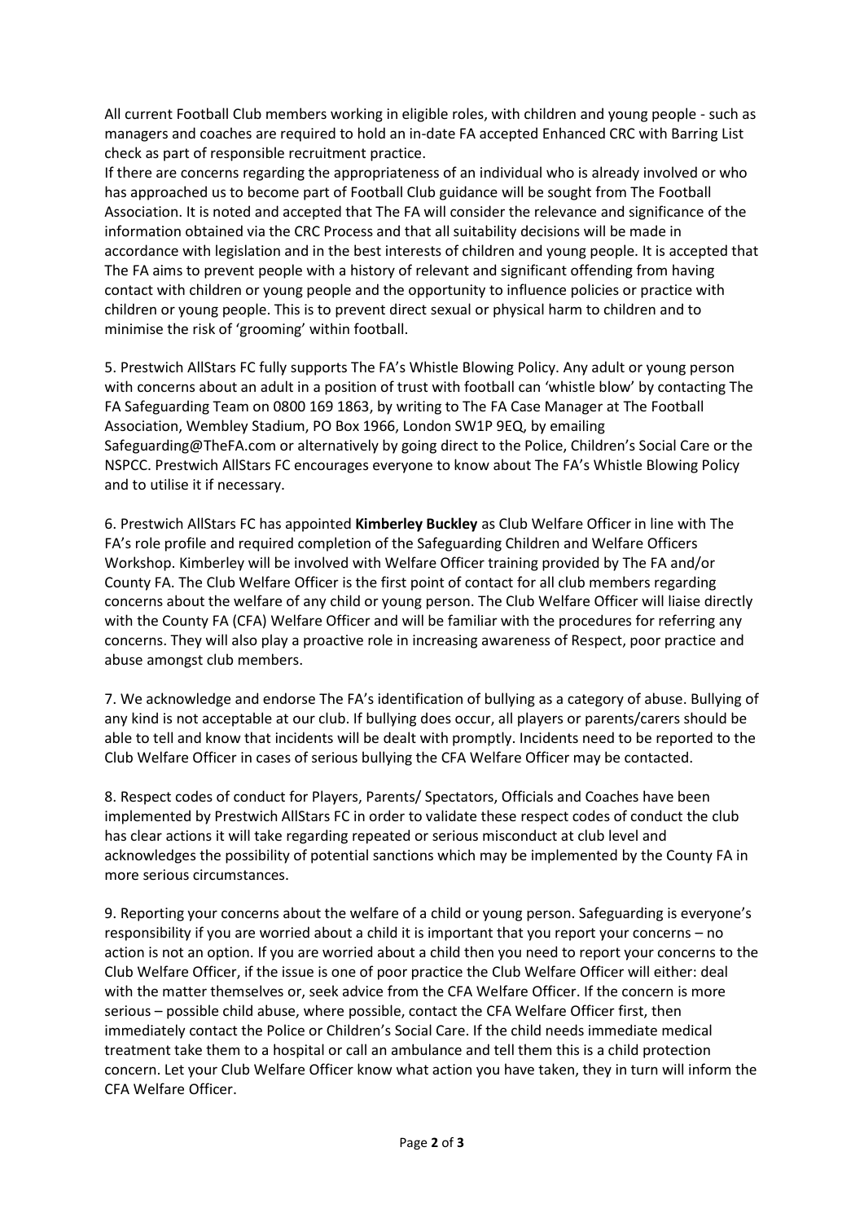All current Football Club members working in eligible roles, with children and young people - such as managers and coaches are required to hold an in-date FA accepted Enhanced CRC with Barring List check as part of responsible recruitment practice.
If there are concerns regarding the appropriateness of an individual who is already involved or who has approached us to become part of Football Club guidance will be sought from The Football Association. It is noted and accepted that The FA will consider the relevance and significance of the information obtained via the CRC Process and that all suitability decisions will be made in accordance with legislation and in the best interests of children and young people. It is accepted that The FA aims to prevent people with a history of relevant and significant offending from having contact with children or young people and the opportunity to influence policies or practice with children or young people. This is to prevent direct sexual or physical harm to children and to minimise the risk of 'grooming' within football.

5. Prestwich AllStars FC fully supports The FA's Whistle Blowing Policy. Any adult or young person with concerns about an adult in a position of trust with football can 'whistle blow' by contacting The FA Safeguarding Team on 0800 169 1863, by writing to The FA Case Manager at The Football Association, Wembley Stadium, PO Box 1966, London SW1P 9EQ, by emailing Safeguarding@TheFA.com or alternatively by going direct to the Police, Children's Social Care or the NSPCC. Prestwich AllStars FC encourages everyone to know about The FA's Whistle Blowing Policy and to utilise it if necessary.

6. Prestwich AllStars FC has appointed **Kimberley Buckley** as Club Welfare Officer in line with The FA's role profile and required completion of the Safeguarding Children and Welfare Officers Workshop. Kimberley will be involved with Welfare Officer training provided by The FA and/or County FA. The Club Welfare Officer is the first point of contact for all club members regarding concerns about the welfare of any child or young person. The Club Welfare Officer will liaise directly with the County FA (CFA) Welfare Officer and will be familiar with the procedures for referring any concerns. They will also play a proactive role in increasing awareness of Respect, poor practice and abuse amongst club members.

7. We acknowledge and endorse The FA's identification of bullying as a category of abuse. Bullying of any kind is not acceptable at our club. If bullying does occur, all players or parents/carers should be able to tell and know that incidents will be dealt with promptly. Incidents need to be reported to the Club Welfare Officer in cases of serious bullying the CFA Welfare Officer may be contacted.

8. Respect codes of conduct for Players, Parents/ Spectators, Officials and Coaches have been implemented by Prestwich AllStars FC in order to validate these respect codes of conduct the club has clear actions it will take regarding repeated or serious misconduct at club level and acknowledges the possibility of potential sanctions which may be implemented by the County FA in more serious circumstances.

9. Reporting your concerns about the welfare of a child or young person. Safeguarding is everyone's responsibility if you are worried about a child it is important that you report your concerns – no action is not an option. If you are worried about a child then you need to report your concerns to the Club Welfare Officer, if the issue is one of poor practice the Club Welfare Officer will either: deal with the matter themselves or, seek advice from the CFA Welfare Officer. If the concern is more serious – possible child abuse, where possible, contact the CFA Welfare Officer first, then immediately contact the Police or Children's Social Care. If the child needs immediate medical treatment take them to a hospital or call an ambulance and tell them this is a child protection concern. Let your Club Welfare Officer know what action you have taken, they in turn will inform the CFA Welfare Officer.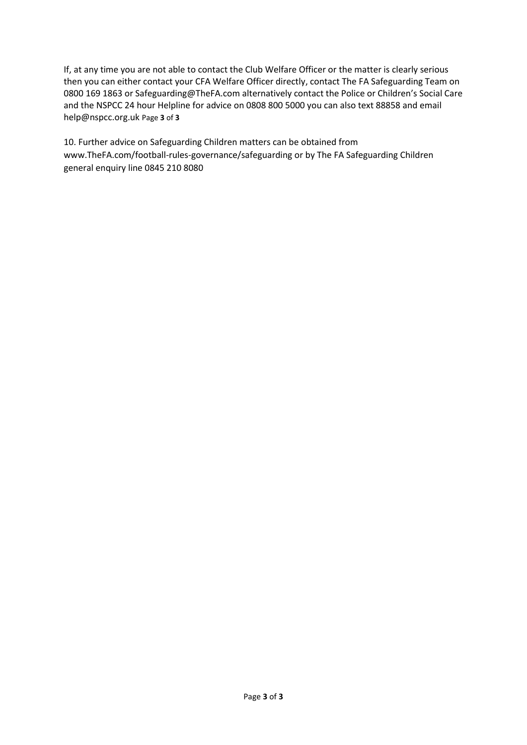If, at any time you are not able to contact the Club Welfare Officer or the matter is clearly serious then you can either contact your CFA Welfare Officer directly, contact The FA Safeguarding Team on 0800 169 1863 or Safeguarding@TheFA.com alternatively contact the Police or Children's Social Care and the NSPCC 24 hour Helpline for advice on 0808 800 5000 you can also text 88858 and email help@nspcc.org.uk

10. Further advice on Safeguarding Children matters can be obtained from www.TheFA.com/football-rules-governance/safeguarding or by The FA Safeguarding Children general enquiry line 0845 210 8080